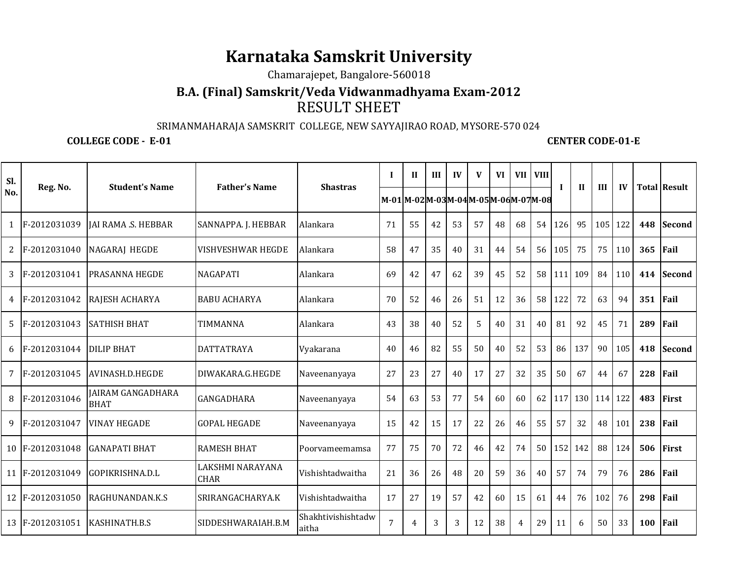# Karnataka Samskrit University

Chamarajepet, Bangalore-560018

## B.A. (Final) Samskrit/Veda Vidwanmadhyama Exam-2012

RESULT SHEET

SRIMANMAHARAJA SAMSKRIT COLLEGE, NEW SAYYAJIRAO ROAD, MYSORE-570 024

**COLLEGE CODE - E-01** **CENTER CODE-01-E**

| Sl. No. | Reg. No. | Student's Name | Father's Name | Shastras | I | II | III | IV | V | VI | VII | VIII | I | II | III | IV | Total | Result |
|---|---|---|---|---|---|---|---|---|---|---|---|---|---|---|---|---|---|---|
| | | | | | M-01 | M-02 | M-03 | M-04 | M-05 | M-06 | M-07 | M-08 | | | | | | |
| 1 | F-2012031039 | JAI RAMA .S. HEBBAR | SANNAPPA. J. HEBBAR | Alankara | 71 | 55 | 42 | 53 | 57 | 48 | 68 | 54 | 126 | 95 | 105 | 122 | **448** | **Second** |
| 2 | F-2012031040 | NAGARAJ HEGDE | VISHVESHWAR HEGDE | Alankara | 58 | 47 | 35 | 40 | 31 | 44 | 54 | 56 | 105 | 75 | 75 | 110 | **365** | **Fail** |
| 3 | F-2012031041 | PRASANNA HEGDE | NAGAPATI | Alankara | 69 | 42 | 47 | 62 | 39 | 45 | 52 | 58 | 111 | 109 | 84 | 110 | **414** | **Second** |
| 4 | F-2012031042 | RAJESH ACHARYA | BABU ACHARYA | Alankara | 70 | 52 | 46 | 26 | 51 | 12 | 36 | 58 | 122 | 72 | 63 | 94 | **351** | **Fail** |
| 5 | F-2012031043 | SATHISH BHAT | TIMMANNA | Alankara | 43 | 38 | 40 | 52 | 5 | 40 | 31 | 40 | 81 | 92 | 45 | 71 | **289** | **Fail** |
| 6 | F-2012031044 | DILIP BHAT | DATTATRAYA | Vyakarana | 40 | 46 | 82 | 55 | 50 | 40 | 52 | 53 | 86 | 137 | 90 | 105 | **418** | **Second** |
| 7 | F-2012031045 | AVINASH.D.HEGDE | DIWAKARA.G.HEGDE | Naveenanyaya | 27 | 23 | 27 | 40 | 17 | 27 | 32 | 35 | 50 | 67 | 44 | 67 | **228** | **Fail** |
| 8 | F-2012031046 | JAIRAM GANGADHARA BHAT | GANGADHARA | Naveenanyaya | 54 | 63 | 53 | 77 | 54 | 60 | 60 | 62 | 117 | 130 | 114 | 122 | **483** | **First** |
| 9 | F-2012031047 | VINAY HEGADE | GOPAL HEGADE | Naveenanyaya | 15 | 42 | 15 | 17 | 22 | 26 | 46 | 55 | 57 | 32 | 48 | 101 | **238** | **Fail** |
| 10 | F-2012031048 | GANAPATI BHAT | RAMESH BHAT | Poorvameemamsa | 77 | 75 | 70 | 72 | 46 | 42 | 74 | 50 | 152 | 142 | 88 | 124 | **506** | **First** |
| 11 | F-2012031049 | GOPIKRISHNA.D.L | LAKSHMI NARAYANA CHAR | Vishishtadwaitha | 21 | 36 | 26 | 48 | 20 | 59 | 36 | 40 | 57 | 74 | 79 | 76 | **286** | **Fail** |
| 12 | F-2012031050 | RAGHUNANDAN.K.S | SRIRANGACHARYA.K | Vishishtadwaitha | 17 | 27 | 19 | 57 | 42 | 60 | 15 | 61 | 44 | 76 | 102 | 76 | **298** | **Fail** |
| 13 | F-2012031051 | KASHINATH.B.S | SIDDESHWARAIAH.B.M | Shakhtivishishtadwaitha | 7 | 4 | 3 | 3 | 12 | 38 | 4 | 29 | 11 | 6 | 50 | 33 | **100** | **Fail** |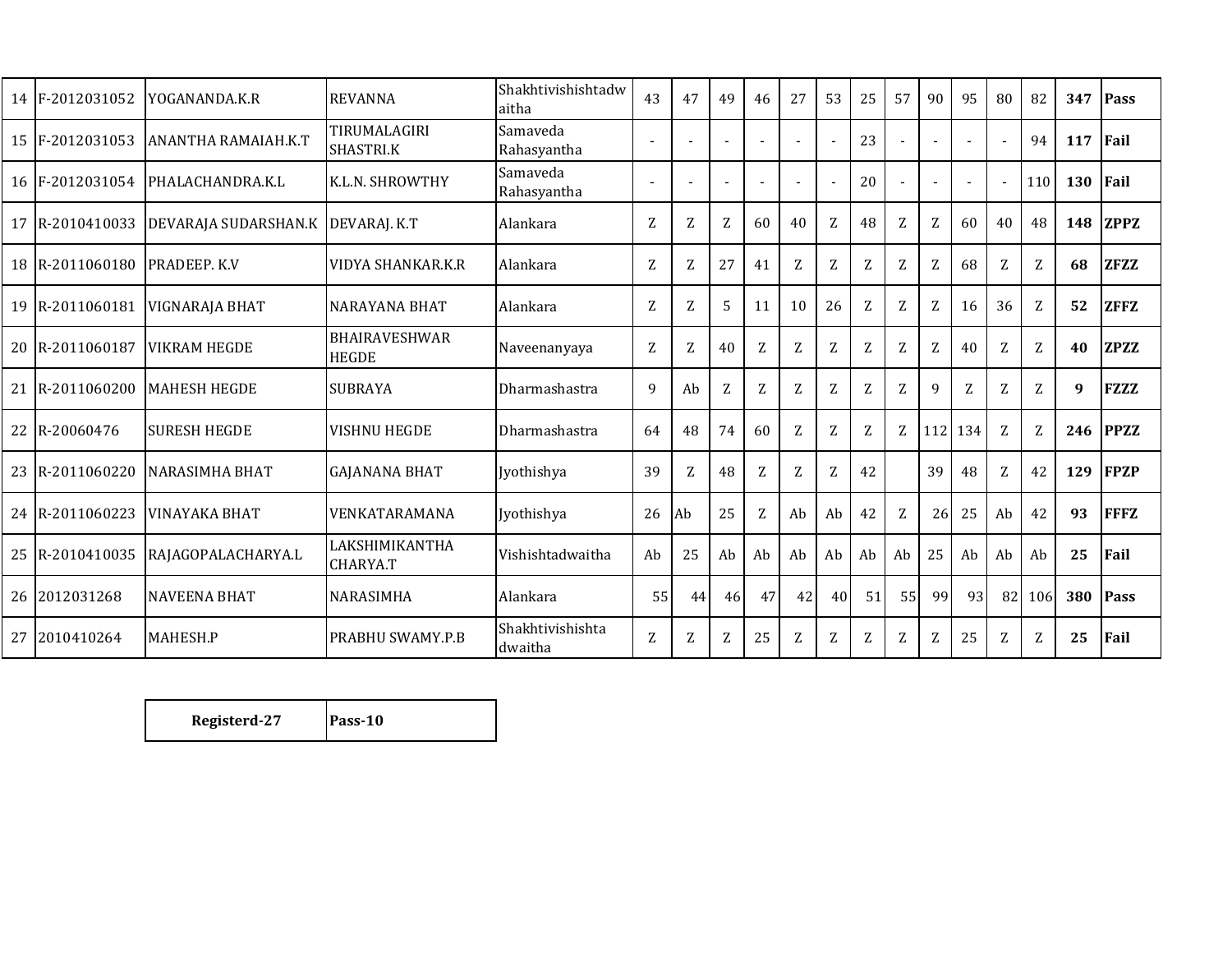| | | | | | | | | | | | | | | | | | | |
|---|---|---|---|---|---|---|---|---|---|---|---|---|---|---|---|---|---|---|
| 14 | F-2012031052 | YOGANANDA.K.R | REVANNA | Shakhtivishishtadwaitha | 43 | 47 | 49 | 46 | 27 | 53 | 25 | 57 | 90 | 95 | 80 | 82 | **347** | **Pass** |
| 15 | F-2012031053 | ANANTHA RAMAIAH.K.T | TIRUMALAGIRI SHASTRI.K | Samaveda Rahasyantha | - | - | - | - | - | - | 23 | - | - | - | - | 94 | **117** | **Fail** |
| 16 | F-2012031054 | PHALACHANDRA.K.L | K.L.N. SHROWTHY | Samaveda Rahasyantha | - | - | - | - | - | - | 20 | - | - | - | - | 110 | **130** | **Fail** |
| 17 | R-2010410033 | DEVARAJA SUDARSHAN.K | DEVARAJ. K.T | Alankara | Z | Z | Z | 60 | 40 | Z | 48 | Z | Z | 60 | 40 | 48 | **148** | **ZPPZ** |
| 18 | R-2011060180 | PRADEEP. K.V | VIDYA SHANKAR.K.R | Alankara | Z | Z | 27 | 41 | Z | Z | Z | Z | Z | 68 | Z | Z | **68** | **ZFZZ** |
| 19 | R-2011060181 | VIGNARAJA BHAT | NARAYANA BHAT | Alankara | Z | Z | 5 | 11 | 10 | 26 | Z | Z | Z | 16 | 36 | Z | **52** | **ZFFZ** |
| 20 | R-2011060187 | VIKRAM HEGDE | BHAIRAVESHWAR HEGDE | Naveenanyaya | Z | Z | 40 | Z | Z | Z | Z | Z | Z | 40 | Z | Z | **40** | **ZPZZ** |
| 21 | R-2011060200 | MAHESH HEGDE | SUBRAYA | Dharmashastra | 9 | Ab | Z | Z | Z | Z | Z | Z | 9 | Z | Z | Z | **9** | **FZZZ** |
| 22 | R-20060476 | SURESH HEGDE | VISHNU HEGDE | Dharmashastra | 64 | 48 | 74 | 60 | Z | Z | Z | Z | 112 | 134 | Z | Z | **246** | **PPZZ** |
| 23 | R-2011060220 | NARASIMHA BHAT | GAJANANA BHAT | Jyothishya | 39 | Z | 48 | Z | Z | Z | 42 | | 39 | 48 | Z | 42 | **129** | **FPZP** |
| 24 | R-2011060223 | VINAYAKA BHAT | VENKATARAMANA | Jyothishya | 26 | Ab | 25 | Z | Ab | Ab | 42 | Z | 26 | 25 | Ab | 42 | **93** | **FFFZ** |
| 25 | R-2010410035 | RAJAGOPALACHARYA.L | LAKSHIMIKANTHA CHARYA.T | Vishishtadwaitha | Ab | 25 | Ab | Ab | Ab | Ab | Ab | Ab | 25 | Ab | Ab | Ab | **25** | **Fail** |
| 26 | 2012031268 | NAVEENA BHAT | NARASIMHA | Alankara | 55 | 44 | 46 | 47 | 42 | 40 | 51 | 55 | 99 | 93 | 82 | 106 | **380** | **Pass** |
| 27 | 2010410264 | MAHESH.P | PRABHU SWAMY.P.B | Shakhtivishishta dwaitha | Z | Z | Z | 25 | Z | Z | Z | Z | Z | 25 | Z | Z | **25** | **Fail** |

| **Registerd-27** | **Pass-10** |
|---|---|